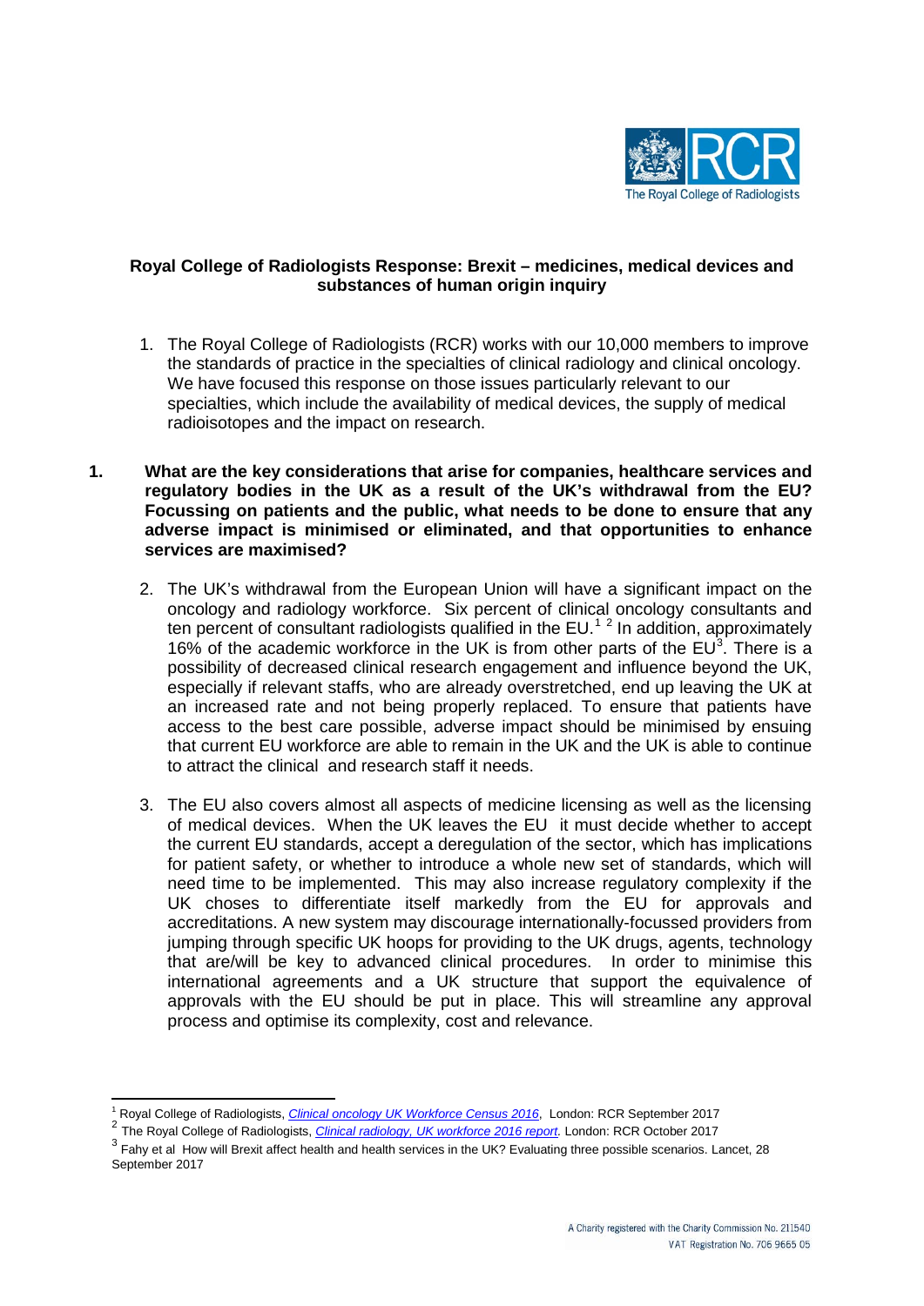**Royal College of Radiologists Response: Brexit – medicines, medical devices and substances of human origin inquiry**

1. The Royal College of Radiologists (RCR) works with our 10,000 members to improve the standards of practice in the specialties of clinical radiology and clinical oncology. We have focused this response on those issues particularly relevant to our specialties, which include the availability of medical devices, the supply of medical radioisotopes and the impact on research.

**1. What are the key considerations that arise for companies, healthcare services and regulatory bodies in the UK as a result of the UK's withdrawal from the EU? Focussing on patients and the public, what needs to be done to ensure that any adverse impact is minimised or eliminated, and that opportunities to enhance services are maximised?**

2. The UK's withdrawal from the European Union will have a significant impact on the oncology and radiology workforce. Six percent of clinical oncology consultants and ten percent of consultant radiologists qualified in the EU.[1] [2] In addition, approximately 16% of the academic workforce in the UK is from other parts of the EU[3]. There is a possibility of decreased clinical research engagement and influence beyond the UK, especially if relevant staffs, who are already overstretched, end up leaving the UK at an increased rate and not being properly replaced. To ensure that patients have access to the best care possible, adverse impact should be minimised by ensuing that current EU workforce are able to remain in the UK and the UK is able to continue to attract the clinical and research staff it needs.

3. The EU also covers almost all aspects of medicine licensing as well as the licensing of medical devices. When the UK leaves the EU it must decide whether to accept the current EU standards, accept a deregulation of the sector, which has implications for patient safety, or whether to introduce a whole new set of standards, which will need time to be implemented. This may also increase regulatory complexity if the UK choses to differentiate itself markedly from the EU for approvals and accreditations. A new system may discourage internationally-focussed providers from jumping through specific UK hoops for providing to the UK drugs, agents, technology that are/will be key to advanced clinical procedures. In order to minimise this international agreements and a UK structure that support the equivalence of approvals with the EU should be put in place. This will streamline any approval process and optimise its complexity, cost and relevance.

---

[1] Royal College of Radiologists, *Clinical oncology UK Workforce Census 2016*, London: RCR September 2017

[2] The Royal College of Radiologists, *Clinical radiology, UK workforce 2016 report*. London: RCR October 2017

[3] Fahy et al How will Brexit affect health and health services in the UK? Evaluating three possible scenarios. Lancet, 28 September 2017

A Charity registered with the Charity Commission No. 211540
VAT Registration No. 706 9665 05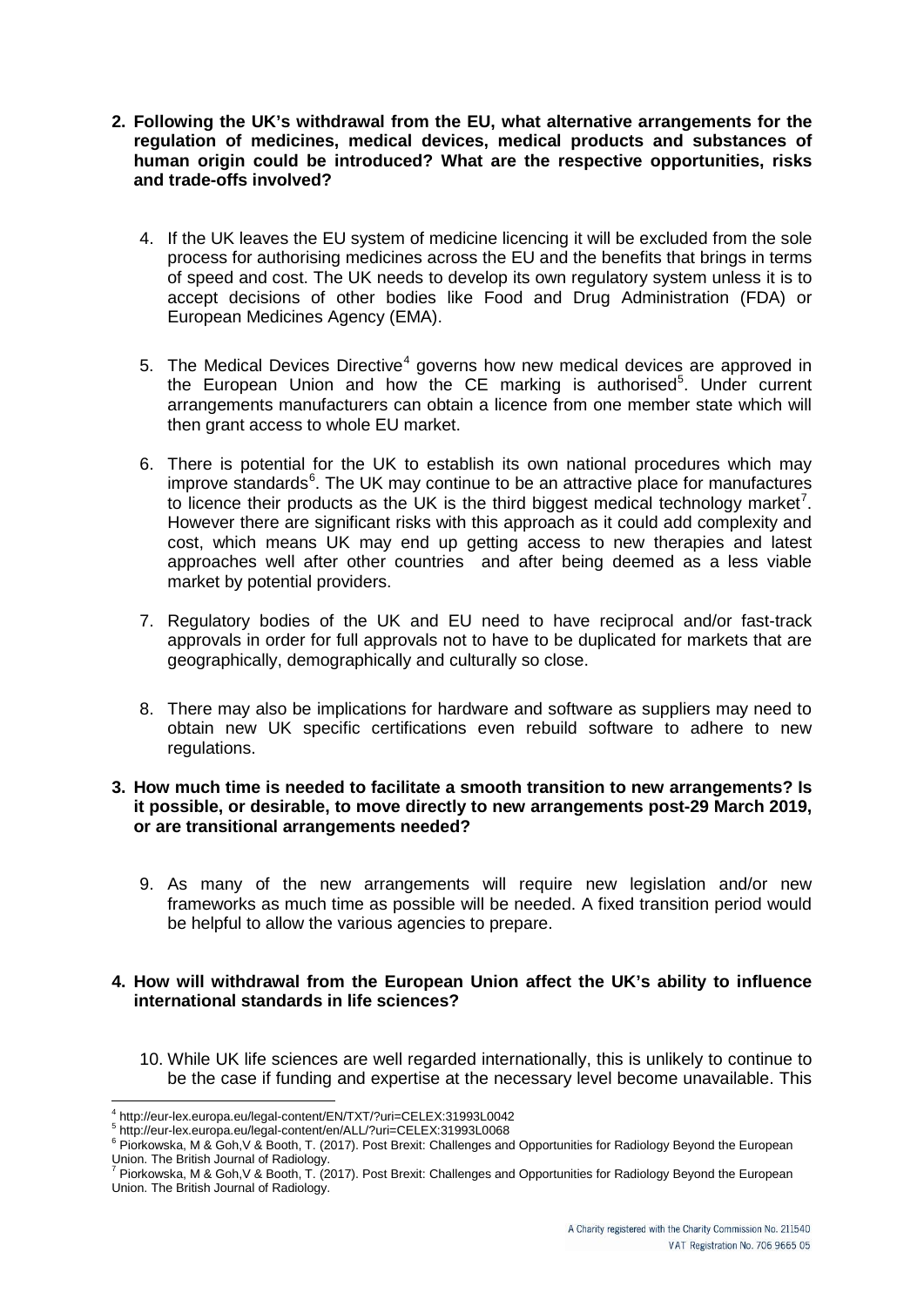**2. Following the UK's withdrawal from the EU, what alternative arrangements for the regulation of medicines, medical devices, medical products and substances of human origin could be introduced? What are the respective opportunities, risks and trade-offs involved?**

4. If the UK leaves the EU system of medicine licencing it will be excluded from the sole process for authorising medicines across the EU and the benefits that brings in terms of speed and cost. The UK needs to develop its own regulatory system unless it is to accept decisions of other bodies like Food and Drug Administration (FDA) or European Medicines Agency (EMA).

5. The Medical Devices Directive[4] governs how new medical devices are approved in the European Union and how the CE marking is authorised[5]. Under current arrangements manufacturers can obtain a licence from one member state which will then grant access to whole EU market.

6. There is potential for the UK to establish its own national procedures which may improve standards[6]. The UK may continue to be an attractive place for manufactures to licence their products as the UK is the third biggest medical technology market[7]. However there are significant risks with this approach as it could add complexity and cost, which means UK may end up getting access to new therapies and latest approaches well after other countries and after being deemed as a less viable market by potential providers.

7. Regulatory bodies of the UK and EU need to have reciprocal and/or fast-track approvals in order for full approvals not to have to be duplicated for markets that are geographically, demographically and culturally so close.

8. There may also be implications for hardware and software as suppliers may need to obtain new UK specific certifications even rebuild software to adhere to new regulations.

**3. How much time is needed to facilitate a smooth transition to new arrangements? Is it possible, or desirable, to move directly to new arrangements post-29 March 2019, or are transitional arrangements needed?**

9. As many of the new arrangements will require new legislation and/or new frameworks as much time as possible will be needed. A fixed transition period would be helpful to allow the various agencies to prepare.

**4. How will withdrawal from the European Union affect the UK's ability to influence international standards in life sciences?**

10. While UK life sciences are well regarded internationally, this is unlikely to continue to be the case if funding and expertise at the necessary level become unavailable. This

---

[4] http://eur-lex.europa.eu/legal-content/EN/TXT/?uri=CELEX:31993L0042

[5] http://eur-lex.europa.eu/legal-content/en/ALL/?uri=CELEX:31993L0068

[6] Piorkowska, M & Goh,V & Booth, T. (2017). Post Brexit: Challenges and Opportunities for Radiology Beyond the European Union. The British Journal of Radiology.

[7] Piorkowska, M & Goh,V & Booth, T. (2017). Post Brexit: Challenges and Opportunities for Radiology Beyond the European Union. The British Journal of Radiology.

A Charity registered with the Charity Commission No. 211540
VAT Registration No. 706 9665 05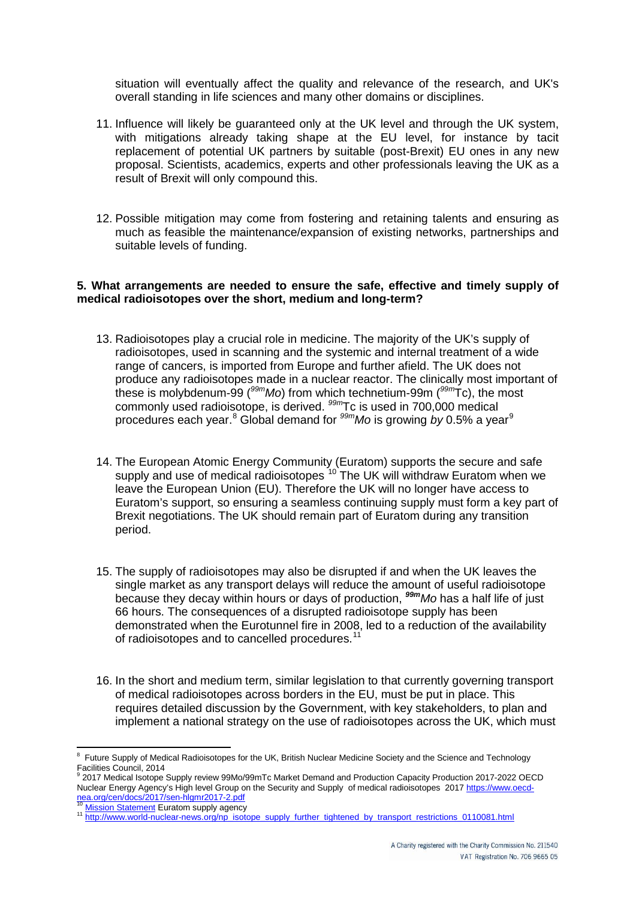situation will eventually affect the quality and relevance of the research, and UK's overall standing in life sciences and many other domains or disciplines.

11. Influence will likely be guaranteed only at the UK level and through the UK system, with mitigations already taking shape at the EU level, for instance by tacit replacement of potential UK partners by suitable (post-Brexit) EU ones in any new proposal. Scientists, academics, experts and other professionals leaving the UK as a result of Brexit will only compound this.

12. Possible mitigation may come from fostering and retaining talents and ensuring as much as feasible the maintenance/expansion of existing networks, partnerships and suitable levels of funding.

**5. What arrangements are needed to ensure the safe, effective and timely supply of medical radioisotopes over the short, medium and long-term?**

13. Radioisotopes play a crucial role in medicine. The majority of the UK's supply of radioisotopes, used in scanning and the systemic and internal treatment of a wide range of cancers, is imported from Europe and further afield. The UK does not produce any radioisotopes made in a nuclear reactor. The clinically most important of these is molybdenum-99 (*$^{99m}$Mo*) from which technetium-99m ($^{99m}$Tc), the most commonly used radioisotope, is derived. $^{99m}$Tc is used in 700,000 medical procedures each year.[8] Global demand for *$^{99m}$Mo* is growing *by* 0.5% a year[9]

14. The European Atomic Energy Community (Euratom) supports the secure and safe supply and use of medical radioisotopes [10] The UK will withdraw Euratom when we leave the European Union (EU). Therefore the UK will no longer have access to Euratom's support, so ensuring a seamless continuing supply must form a key part of Brexit negotiations. The UK should remain part of Euratom during any transition period.

15. The supply of radioisotopes may also be disrupted if and when the UK leaves the single market as any transport delays will reduce the amount of useful radioisotope because they decay within hours or days of production, ***$^{99m}$****Mo* has a half life of just 66 hours. The consequences of a disrupted radioisotope supply has been demonstrated when the Eurotunnel fire in 2008, led to a reduction of the availability of radioisotopes and to cancelled procedures.[11]

16. In the short and medium term, similar legislation to that currently governing transport of medical radioisotopes across borders in the EU, must be put in place. This requires detailed discussion by the Government, with key stakeholders, to plan and implement a national strategy on the use of radioisotopes across the UK, which must

---

[8] Future Supply of Medical Radioisotopes for the UK, British Nuclear Medicine Society and the Science and Technology Facilities Council, 2014

[9] 2017 Medical Isotope Supply review 99Mo/99mTc Market Demand and Production Capacity Production 2017-2022 OECD Nuclear Energy Agency's High level Group on the Security and Supply of medical radioisotopes 2017 https://www.oecd-nea.org/cen/docs/2017/sen-hlgmr2017-2.pdf

[10] Mission Statement Euratom supply agency

[11] http://www.world-nuclear-news.org/np_isotope_supply_further_tightened_by_transport_restrictions_0110081.html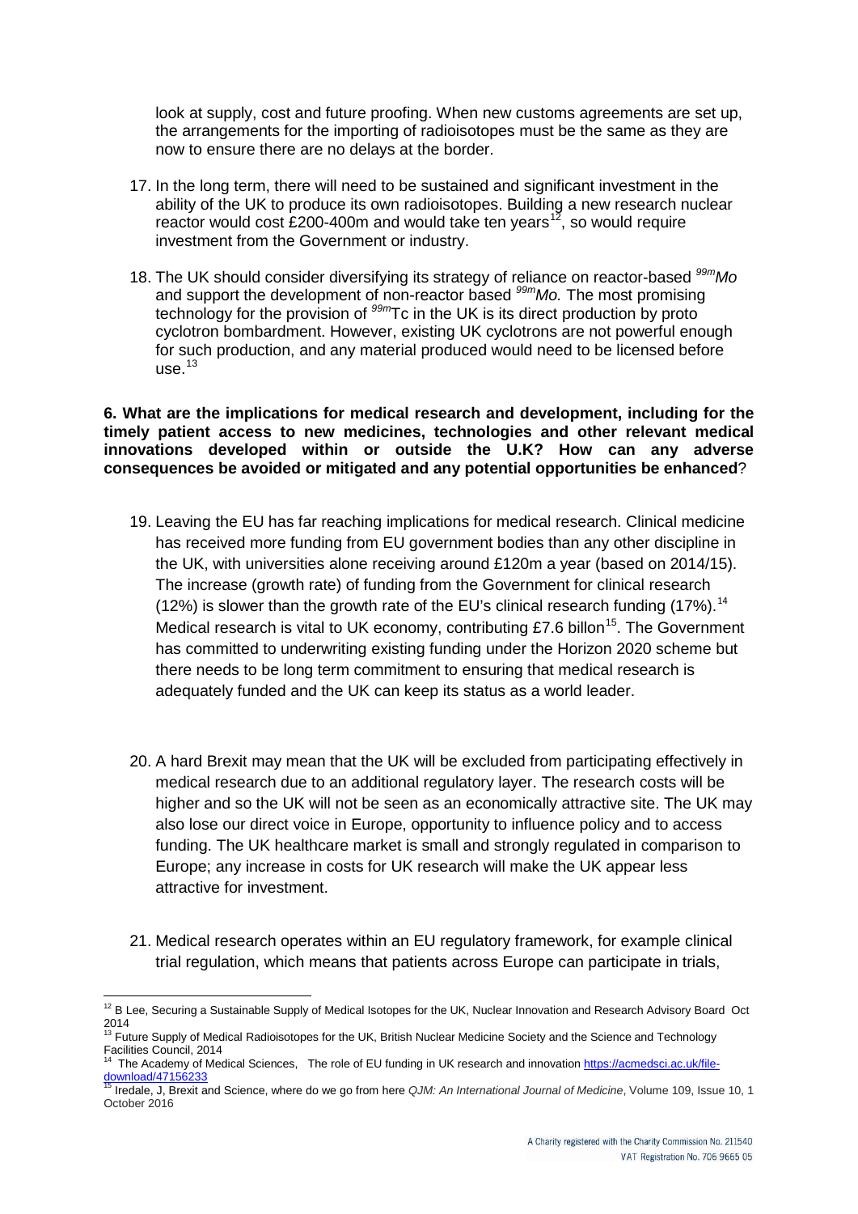look at supply, cost and future proofing. When new customs agreements are set up, the arrangements for the importing of radioisotopes must be the same as they are now to ensure there are no delays at the border.

17. In the long term, there will need to be sustained and significant investment in the ability of the UK to produce its own radioisotopes. Building a new research nuclear reactor would cost £200-400m and would take ten years[12], so would require investment from the Government or industry.

18. The UK should consider diversifying its strategy of reliance on reactor-based *$^{99m}$Mo* and support the development of non-reactor based *$^{99m}$Mo.* The most promising technology for the provision of $^{99m}$Tc in the UK is its direct production by proto cyclotron bombardment. However, existing UK cyclotrons are not powerful enough for such production, and any material produced would need to be licensed before use.[13]

**6. What are the implications for medical research and development, including for the timely patient access to new medicines, technologies and other relevant medical innovations developed within or outside the U.K? How can any adverse consequences be avoided or mitigated and any potential opportunities be enhanced**?

19. Leaving the EU has far reaching implications for medical research. Clinical medicine has received more funding from EU government bodies than any other discipline in the UK, with universities alone receiving around £120m a year (based on 2014/15). The increase (growth rate) of funding from the Government for clinical research (12%) is slower than the growth rate of the EU's clinical research funding (17%).[14] Medical research is vital to UK economy, contributing £7.6 billon[15]. The Government has committed to underwriting existing funding under the Horizon 2020 scheme but there needs to be long term commitment to ensuring that medical research is adequately funded and the UK can keep its status as a world leader.

20. A hard Brexit may mean that the UK will be excluded from participating effectively in medical research due to an additional regulatory layer. The research costs will be higher and so the UK will not be seen as an economically attractive site. The UK may also lose our direct voice in Europe, opportunity to influence policy and to access funding. The UK healthcare market is small and strongly regulated in comparison to Europe; any increase in costs for UK research will make the UK appear less attractive for investment.

21. Medical research operates within an EU regulatory framework, for example clinical trial regulation, which means that patients across Europe can participate in trials,

---

[12] B Lee, Securing a Sustainable Supply of Medical Isotopes for the UK, Nuclear Innovation and Research Advisory Board Oct 2014

[13] Future Supply of Medical Radioisotopes for the UK, British Nuclear Medicine Society and the Science and Technology Facilities Council, 2014

[14] The Academy of Medical Sciences, The role of EU funding in UK research and innovation https://acmedsci.ac.uk/file-download/47156233

[15] Iredale, J, Brexit and Science, where do we go from here *QJM: An International Journal of Medicine*, Volume 109, Issue 10, 1 October 2016

A Charity registered with the Charity Commission No. 211540
VAT Registration No. 706 9665 05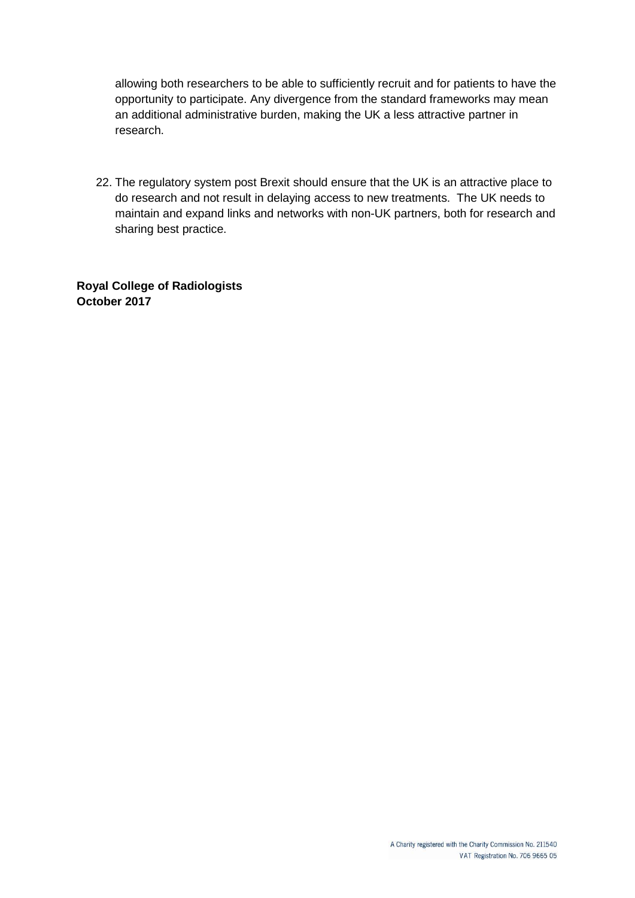allowing both researchers to be able to sufficiently recruit and for patients to have the opportunity to participate. Any divergence from the standard frameworks may mean an additional administrative burden, making the UK a less attractive partner in research.

22. The regulatory system post Brexit should ensure that the UK is an attractive place to do research and not result in delaying access to new treatments. The UK needs to maintain and expand links and networks with non-UK partners, both for research and sharing best practice.

**Royal College of Radiologists**
**October 2017**

A Charity registered with the Charity Commission No. 211540
VAT Registration No. 706 9665 05